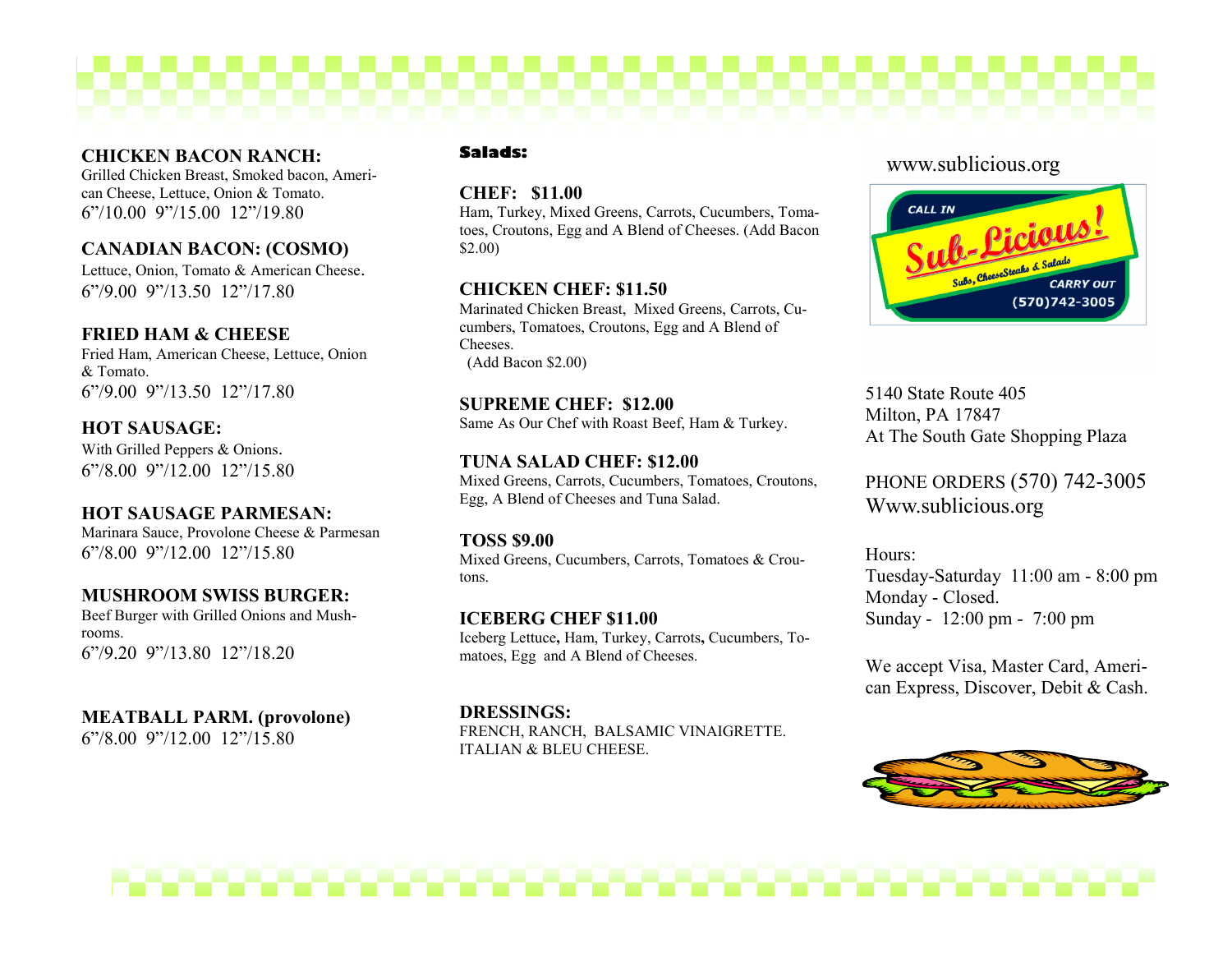## CHICKEN BACON RANCH:

Grilled Chicken Breast, Smoked bacon, American Cheese, Lettuce, Onion & Tomato.
6"/10.00 9"/15.00 12"/19.80

## CANADIAN BACON: (COSMO)

Lettuce, Onion, Tomato & American Cheese.
6"/9.00 9"/13.50 12"/17.80

## FRIED HAM & CHEESE

Fried Ham, American Cheese, Lettuce, Onion & Tomato.
6"/9.00 9"/13.50 12"/17.80

## HOT SAUSAGE:

With Grilled Peppers & Onions.
6"/8.00 9"/12.00 12"/15.80

## HOT SAUSAGE PARMESAN:

Marinara Sauce, Provolone Cheese & Parmesan
6"/8.00 9"/12.00 12"/15.80

## MUSHROOM SWISS BURGER:

Beef Burger with Grilled Onions and Mushrooms.
6"/9.20 9"/13.80 12"/18.20

## MEATBALL PARM. (provolone)

6"/8.00 9"/12.00 12"/15.80

# Salads:

## CHEF: $11.00

Ham, Turkey, Mixed Greens, Carrots, Cucumbers, Tomatoes, Croutons, Egg and A Blend of Cheeses. (Add Bacon $2.00)

## CHICKEN CHEF: $11.50

Marinated Chicken Breast, Mixed Greens, Carrots, Cucumbers, Tomatoes, Croutons, Egg and A Blend of Cheeses.
(Add Bacon $2.00)

## SUPREME CHEF: $12.00

Same As Our Chef with Roast Beef, Ham & Turkey.

## TUNA SALAD CHEF: $12.00

Mixed Greens, Carrots, Cucumbers, Tomatoes, Croutons, Egg, A Blend of Cheeses and Tuna Salad.

## TOSS $9.00

Mixed Greens, Cucumbers, Carrots, Tomatoes & Croutons.

## ICEBERG CHEF $11.00

Iceberg Lettuce, Ham, Turkey, Carrots, Cucumbers, Tomatoes, Egg and A Blend of Cheeses.

## DRESSINGS:

FRENCH, RANCH, BALSAMIC VINAIGRETTE. ITALIAN & BLEU CHEESE.

www.sublicious.org

CALL IN

**Sub-Licious!**

Subs, CheeseSteaks & Salads

CARRY OUT

(570)742-3005

5140 State Route 405
Milton, PA 17847
At The South Gate Shopping Plaza

PHONE ORDERS (570) 742-3005
Www.sublicious.org

Hours:
Tuesday-Saturday 11:00 am - 8:00 pm
Monday - Closed.
Sunday - 12:00 pm - 7:00 pm

We accept Visa, Master Card, American Express, Discover, Debit & Cash.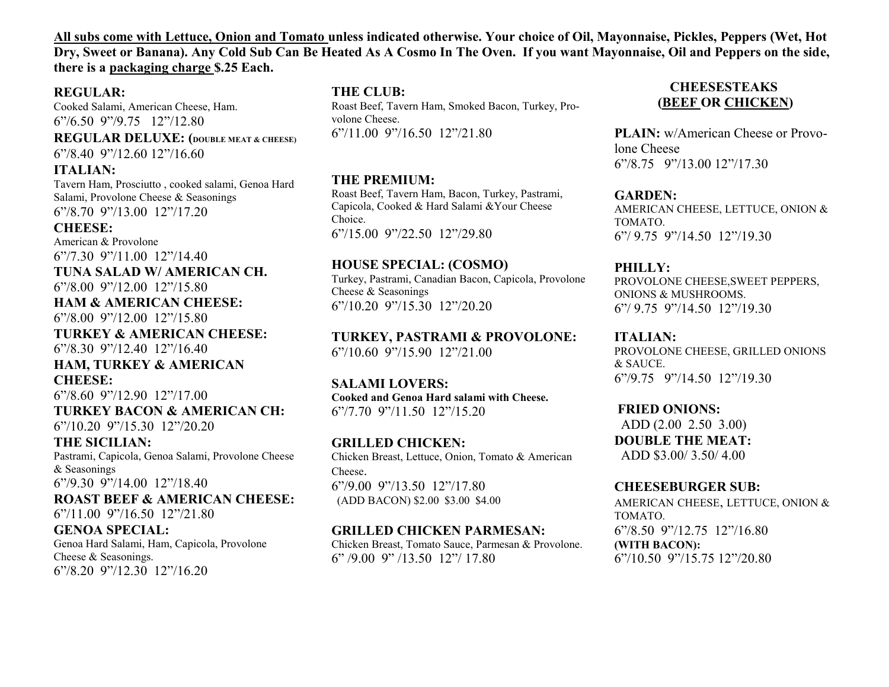**All subs come with Lettuce, Onion and Tomato unless indicated otherwise. Your choice of Oil, Mayonnaise, Pickles, Peppers (Wet, Hot Dry, Sweet or Banana). Any Cold Sub Can Be Heated As A Cosmo In The Oven. If you want Mayonnaise, Oil and Peppers on the side, there is a packaging charge $.25 Each.**

**REGULAR:**
Cooked Salami, American Cheese, Ham.
6"/6.50 9"/9.75 12"/12.80

**REGULAR DELUXE: (DOUBLE MEAT & CHEESE)**
6"/8.40 9"/12.60 12"/16.60

**ITALIAN:**
Tavern Ham, Prosciutto , cooked salami, Genoa Hard Salami, Provolone Cheese & Seasonings
6"/8.70 9"/13.00 12"/17.20

**CHEESE:**
American & Provolone
6"/7.30 9"/11.00 12"/14.40

**TUNA SALAD W/ AMERICAN CH.**
6"/8.00 9"/12.00 12"/15.80

**HAM & AMERICAN CHEESE:**
6"/8.00 9"/12.00 12"/15.80

**TURKEY & AMERICAN CHEESE:**
6"/8.30 9"/12.40 12"/16.40

**HAM, TURKEY & AMERICAN CHEESE:**
6"/8.60 9"/12.90 12"/17.00

**TURKEY BACON & AMERICAN CH:**
6"/10.20 9"/15.30 12"/20.20

**THE SICILIAN:**
Pastrami, Capicola, Genoa Salami, Provolone Cheese & Seasonings
6"/9.30 9"/14.00 12"/18.40

**ROAST BEEF & AMERICAN CHEESE:**
6"/11.00 9"/16.50 12"/21.80

**GENOA SPECIAL:**
Genoa Hard Salami, Ham, Capicola, Provolone Cheese & Seasonings.
6"/8.20 9"/12.30 12"/16.20

**THE CLUB:**
Roast Beef, Tavern Ham, Smoked Bacon, Turkey, Provolone Cheese.
6"/11.00 9"/16.50 12"/21.80

**THE PREMIUM:**
Roast Beef, Tavern Ham, Bacon, Turkey, Pastrami, Capicola, Cooked & Hard Salami &Your Cheese Choice.
6"/15.00 9"/22.50 12"/29.80

**HOUSE SPECIAL: (COSMO)**
Turkey, Pastrami, Canadian Bacon, Capicola, Provolone Cheese & Seasonings
6"/10.20 9"/15.30 12"/20.20

**TURKEY, PASTRAMI & PROVOLONE:**
6"/10.60 9"/15.90 12"/21.00

**SALAMI LOVERS:**
**Cooked and Genoa Hard salami with Cheese.**
6"/7.70 9"/11.50 12"/15.20

**GRILLED CHICKEN:**
Chicken Breast, Lettuce, Onion, Tomato & American Cheese.
6"/9.00 9"/13.50 12"/17.80
(ADD BACON) $2.00 $3.00 $4.00

**GRILLED CHICKEN PARMESAN:**
Chicken Breast, Tomato Sauce, Parmesan & Provolone.
6" /9.00 9" /13.50 12"/ 17.80

## CHEESESTEAKS (BEEF OR CHICKEN)

**PLAIN:** w/American Cheese or Provolone Cheese
6"/8.75 9"/13.00 12"/17.30

**GARDEN:**
AMERICAN CHEESE, LETTUCE, ONION & TOMATO.
6"/ 9.75 9"/14.50 12"/19.30

**PHILLY:**
PROVOLONE CHEESE,SWEET PEPPERS, ONIONS & MUSHROOMS.
6"/ 9.75 9"/14.50 12"/19.30

**ITALIAN:**
PROVOLONE CHEESE, GRILLED ONIONS & SAUCE.
6"/9.75 9"/14.50 12"/19.30

**FRIED ONIONS:**
ADD (2.00 2.50 3.00)

**DOUBLE THE MEAT:**
ADD $3.00/ 3.50/ 4.00

**CHEESEBURGER SUB:**
AMERICAN CHEESE, LETTUCE, ONION & TOMATO.
6"/8.50 9"/12.75 12"/16.80
**(WITH BACON):**
6"/10.50 9"/15.75 12"/20.80